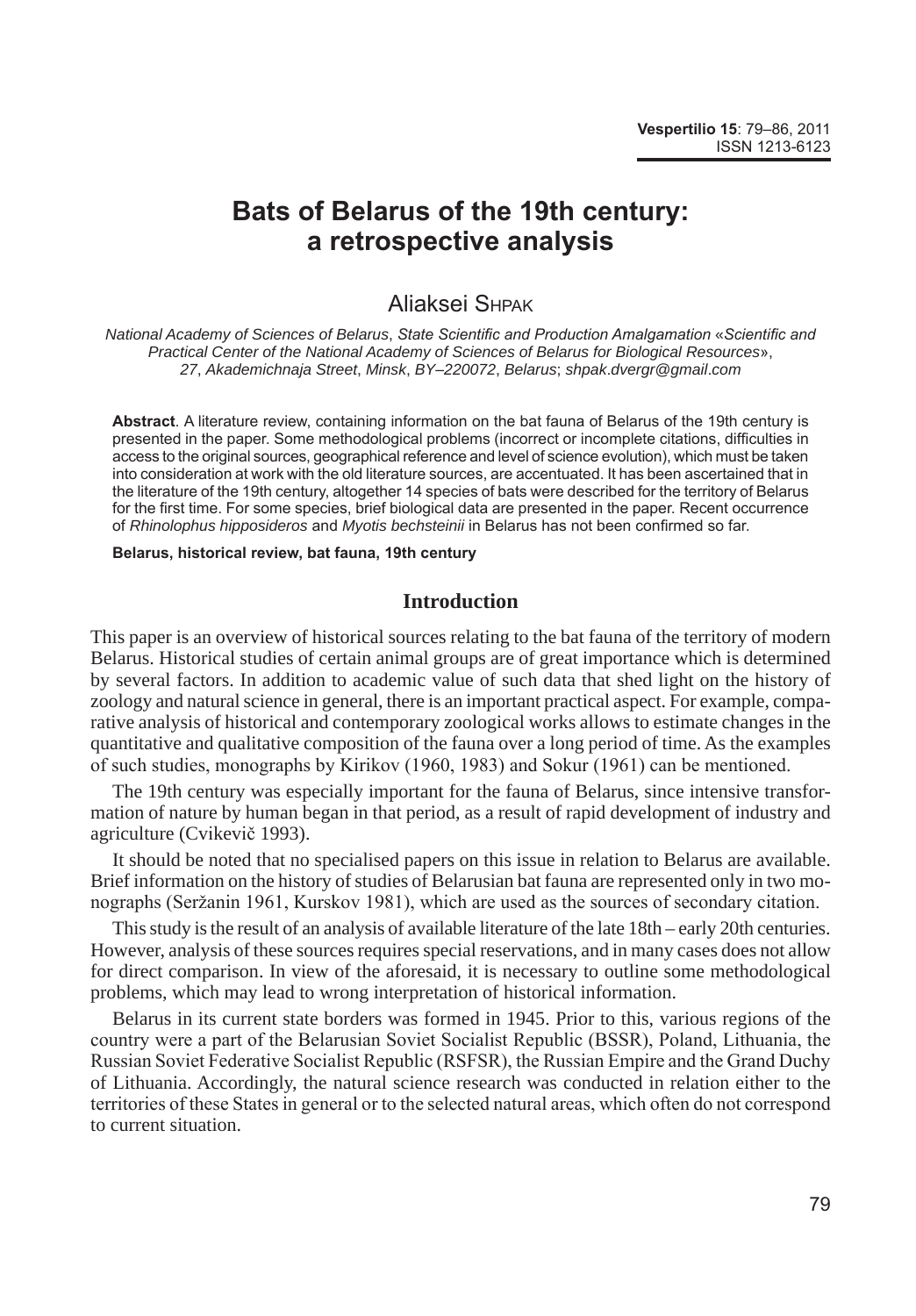# Bats of Belarus of the 19th century: a retrospective analysis

Aliaksei SHPAK

*National Academy of Sciences of Belarus*, *State Scientific and Production Amalgamation* «*Scientific and Practical Center of the National Academy of Sciences of Belarus for Biological Resources*», *27*, *Akademichnaja Street*, *Minsk*, *BY–220072*, *Belarus*; *shpak.dvergr@gmail.com*

**Abstract**. A literature review, containing information on the bat fauna of Belarus of the 19th century is presented in the paper. Some methodological problems (incorrect or incomplete citations, difficulties in access to the original sources, geographical reference and level of science evolution), which must be taken into consideration at work with the old literature sources, are accentuated. It has been ascertained that in the literature of the 19th century, altogether 14 species of bats were described for the territory of Belarus for the first time. For some species, brief biological data are presented in the paper. Recent occurrence of *Rhinolophus hipposideros* and *Myotis bechsteinii* in Belarus has not been confirmed so far.

**Belarus, historical review, bat fauna, 19th century**

## Introduction

This paper is an overview of historical sources relating to the bat fauna of the territory of modern Belarus. Historical studies of certain animal groups are of great importance which is determined by several factors. In addition to academic value of such data that shed light on the history of zoology and natural science in general, there is an important practical aspect. For example, comparative analysis of historical and contemporary zoological works allows to estimate changes in the quantitative and qualitative composition of the fauna over a long period of time. As the examples of such studies, monographs by Kirikov (1960, 1983) and Sokur (1961) can be mentioned.

The 19th century was especially important for the fauna of Belarus, since intensive transformation of nature by human began in that period, as a result of rapid development of industry and agriculture (Cvikevič 1993).

It should be noted that no specialised papers on this issue in relation to Belarus are available. Brief information on the history of studies of Belarusian bat fauna are represented only in two monographs (Seržanin 1961, Kurskov 1981), which are used as the sources of secondary citation.

This study is the result of an analysis of available literature of the late 18th – early 20th centuries. However, analysis of these sources requires special reservations, and in many cases does not allow for direct comparison. In view of the aforesaid, it is necessary to outline some methodological problems, which may lead to wrong interpretation of historical information.

Belarus in its current state borders was formed in 1945. Prior to this, various regions of the country were a part of the Belarusian Soviet Socialist Republic (BSSR), Poland, Lithuania, the Russian Soviet Federative Socialist Republic (RSFSR), the Russian Empire and the Grand Duchy of Lithuania. Accordingly, the natural science research was conducted in relation either to the territories of these States in general or to the selected natural areas, which often do not correspond to current situation.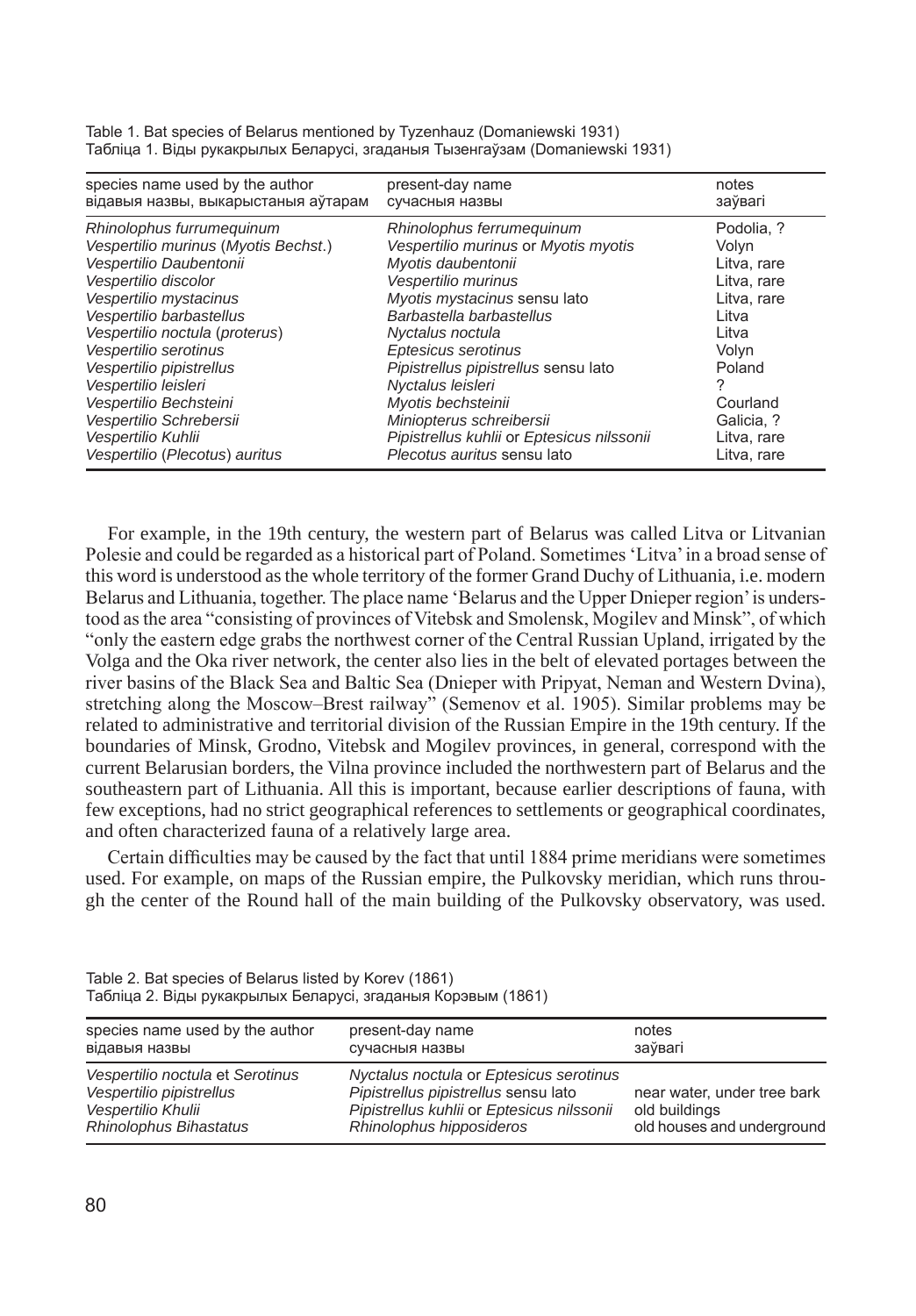Table 1. Bat species of Belarus mentioned by Tyzenhauz (Domaniewski 1931)
Табліца 1. Віды рукакрылых Беларусі, згаданыя Тызенгаўзам (Domaniewski 1931)

| species name used by the author<br>відавыя назвы, выкарыстаныя аўтарам | present-day name<br>сучасныя назвы | notes<br>заўвагі |
|---|---|---|
| *Rhinolophus furrumequinum* | *Rhinolophus ferrumequinum* | Podolia, ? |
| *Vespertilio murinus* (*Myotis Bechst.*) | *Vespertilio murinus* or *Myotis myotis* | Volyn |
| *Vespertilio Daubentonii* | *Myotis daubentonii* | Litva, rare |
| *Vespertilio discolor* | *Vespertilio murinus* | Litva, rare |
| *Vespertilio mystacinus* | *Myotis mystacinus* sensu lato | Litva, rare |
| *Vespertilio barbastellus* | *Barbastella barbastellus* | Litva |
| *Vespertilio noctula* (*proterus*) | *Nyctalus noctula* | Litva |
| *Vespertilio serotinus* | *Eptesicus serotinus* | Volyn |
| *Vespertilio pipistrellus* | *Pipistrellus pipistrellus* sensu lato | Poland |
| *Vespertilio leisleri* | *Nyctalus leisleri* | ? |
| *Vespertilio Bechsteini* | *Myotis bechsteinii* | Courland |
| *Vespertilio Schrebersii* | *Miniopterus schreibersii* | Galicia, ? |
| *Vespertilio Kuhlii* | *Pipistrellus kuhlii* or *Eptesicus nilssonii* | Litva, rare |
| *Vespertilio* (*Plecotus*) *auritus* | *Plecotus auritus* sensu lato | Litva, rare |

For example, in the 19th century, the western part of Belarus was called Litva or Litvanian Polesie and could be regarded as a historical part of Poland. Sometimes 'Litva' in a broad sense of this word is understood as the whole territory of the former Grand Duchy of Lithuania, i.e. modern Belarus and Lithuania, together. The place name 'Belarus and the Upper Dnieper region' is understood as the area "consisting of provinces of Vitebsk and Smolensk, Mogilev and Minsk", of which "only the eastern edge grabs the northwest corner of the Central Russian Upland, irrigated by the Volga and the Oka river network, the center also lies in the belt of elevated portages between the river basins of the Black Sea and Baltic Sea (Dnieper with Pripyat, Neman and Western Dvina), stretching along the Moscow–Brest railway" (Semenov et al. 1905). Similar problems may be related to administrative and territorial division of the Russian Empire in the 19th century. If the boundaries of Minsk, Grodno, Vitebsk and Mogilev provinces, in general, correspond with the current Belarusian borders, the Vilna province included the northwestern part of Belarus and the southeastern part of Lithuania. All this is important, because earlier descriptions of fauna, with few exceptions, had no strict geographical references to settlements or geographical coordinates, and often characterized fauna of a relatively large area.

Certain difficulties may be caused by the fact that until 1884 prime meridians were sometimes used. For example, on maps of the Russian empire, the Pulkovsky meridian, which runs through the center of the Round hall of the main building of the Pulkovsky observatory, was used.

Table 2. Bat species of Belarus listed by Korev (1861)
Табліца 2. Віды рукакрылых Беларусі, згаданыя Корэвым (1861)

| species name used by the author<br>відавыя назвы | present-day name<br>сучасныя назвы | notes<br>заўвагі |
|---|---|---|
| *Vespertilio noctula* et *Serotinus* | *Nyctalus noctula* or *Eptesicus serotinus* | |
| *Vespertilio pipistrellus* | *Pipistrellus pipistrellus* sensu lato | near water, under tree bark |
| *Vespertilio Khulii* | *Pipistrellus kuhlii* or *Eptesicus nilssonii* | old buildings |
| *Rhinolophus Bihastatus* | *Rhinolophus hipposideros* | old houses and underground |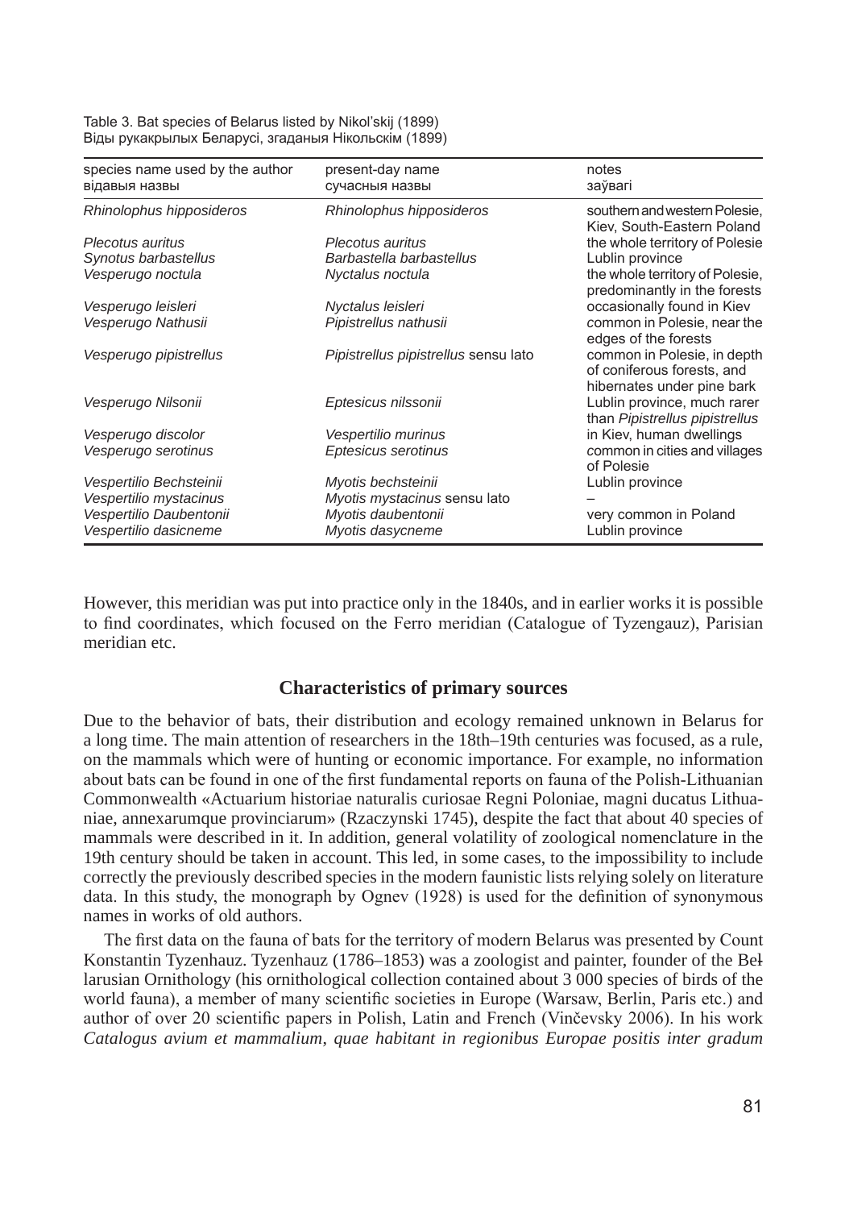Table 3. Bat species of Belarus listed by Nikol'skij (1899)
Віды рукакрылых Беларусі, згаданыя Нікольскім (1899)

| species name used by the author<br>відавыя назвы | present-day name<br>сучасныя назвы | notes<br>заўвагі |
|---|---|---|
| *Rhinolophus hipposideros* | *Rhinolophus hipposideros* | southern and western Polesie, Kiev, South-Eastern Poland |
| *Plecotus auritus* | *Plecotus auritus* | the whole territory of Polesie |
| *Synotus barbastellus* | *Barbastella barbastellus* | Lublin province |
| *Vesperugo noctula* | *Nyctalus noctula* | the whole territory of Polesie, predominantly in the forests |
| *Vesperugo leisleri* | *Nyctalus leisleri* | occasionally found in Kiev |
| *Vesperugo Nathusii* | *Pipistrellus nathusii* | common in Polesie, near the edges of the forests |
| *Vesperugo pipistrellus* | *Pipistrellus pipistrellus* sensu lato | common in Polesie, in depth of coniferous forests, and hibernates under pine bark |
| *Vesperugo Nilsonii* | *Eptesicus nilssonii* | Lublin province, much rarer than *Pipistrellus pipistrellus* |
| *Vesperugo discolor* | *Vespertilio murinus* | in Kiev, human dwellings |
| *Vesperugo serotinus* | *Eptesicus serotinus* | common in cities and villages of Polesie |
| *Vespertilio Bechsteinii* | *Myotis bechsteinii* | Lublin province |
| *Vespertilio mystacinus* | *Myotis mystacinus* sensu lato | – |
| *Vespertilio Daubentonii* | *Myotis daubentonii* | very common in Poland |
| *Vespertilio dasicneme* | *Myotis dasycneme* | Lublin province |

However, this meridian was put into practice only in the 1840s, and in earlier works it is possible to find coordinates, which focused on the Ferro meridian (Catalogue of Tyzengauz), Parisian meridian etc.

## Characteristics of primary sources

Due to the behavior of bats, their distribution and ecology remained unknown in Belarus for a long time. The main attention of researchers in the 18th–19th centuries was focused, as a rule, on the mammals which were of hunting or economic importance. For example, no information about bats can be found in one of the first fundamental reports on fauna of the Polish-Lithuanian Commonwealth «Actuarium historiae naturalis curiosae Regni Poloniae, magni ducatus Lithuaniae, annexarumque provinciarum» (Rzaczynski 1745), despite the fact that about 40 species of mammals were described in it. In addition, general volatility of zoological nomenclature in the 19th century should be taken in account. This led, in some cases, to the impossibility to include correctly the previously described species in the modern faunistic lists relying solely on literature data. In this study, the monograph by Ognev (1928) is used for the definition of synonymous names in works of old authors.

The first data on the fauna of bats for the territory of modern Belarus was presented by Count Konstantin Tyzenhauz. Tyzenhauz (1786–1853) was a zoologist and painter, founder of the Belarusian Ornithology (his ornithological collection contained about 3 000 species of birds of the world fauna), a member of many scientific societies in Europe (Warsaw, Berlin, Paris etc.) and author of over 20 scientific papers in Polish, Latin and French (Vinčevsky 2006). In his work *Catalogus avium et mammalium, quae habitant in regionibus Europae positis inter gradum*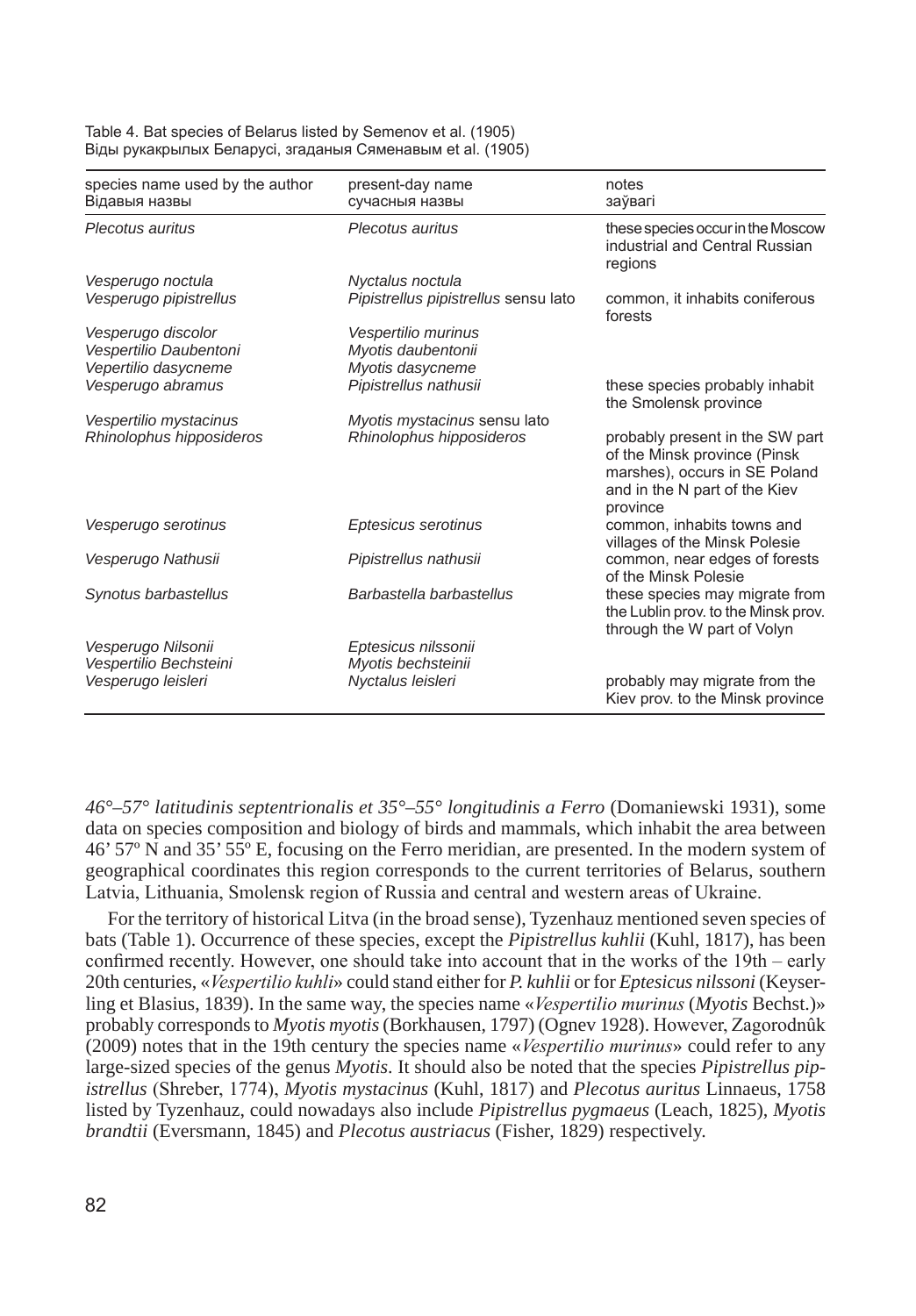Table 4. Bat species of Belarus listed by Semenov et al. (1905)
Віды рукакрылых Беларусі, згаданыя Сяменавым et al. (1905)

| species name used by the author<br>Відавыя назвы | present-day name<br>сучасныя назвы | notes<br>заўвагі |
|---|---|---|
| *Plecotus auritus* | *Plecotus auritus* | these species occur in the Moscow industrial and Central Russian regions |
| *Vesperugo noctula* | *Nyctalus noctula* | |
| *Vesperugo pipistrellus* | *Pipistrellus pipistrellus* sensu lato | common, it inhabits coniferous forests |
| *Vesperugo discolor* | *Vespertilio murinus* | |
| *Vespertilio Daubentoni* | *Myotis daubentonii* | |
| *Vepertilio dasycneme* | *Myotis dasycneme* | |
| *Vesperugo abramus* | *Pipistrellus nathusii* | these species probably inhabit the Smolensk province |
| *Vespertilio mystacinus* | *Myotis mystacinus* sensu lato | |
| *Rhinolophus hipposideros* | *Rhinolophus hipposideros* | probably present in the SW part of the Minsk province (Pinsk marshes), occurs in SE Poland and in the N part of the Kiev province |
| *Vesperugo serotinus* | *Eptesicus serotinus* | common, inhabits towns and villages of the Minsk Polesie |
| *Vesperugo Nathusii* | *Pipistrellus nathusii* | common, near edges of forests of the Minsk Polesie |
| *Synotus barbastellus* | *Barbastella barbastellus* | these species may migrate from the Lublin prov. to the Minsk prov. through the W part of Volyn |
| *Vesperugo Nilsonii* | *Eptesicus nilssonii* | |
| *Vespertilio Bechsteini* | *Myotis bechsteinii* | |
| *Vesperugo leisleri* | *Nyctalus leisleri* | probably may migrate from the Kiev prov. to the Minsk province |

*46°–57° latitudinis septentrionalis et 35°–55° longitudinis a Ferro* (Domaniewski 1931), some data on species composition and biology of birds and mammals, which inhabit the area between 46' 57º N and 35' 55º E, focusing on the Ferro meridian, are presented. In the modern system of geographical coordinates this region corresponds to the current territories of Belarus, southern Latvia, Lithuania, Smolensk region of Russia and central and western areas of Ukraine.

For the territory of historical Litva (in the broad sense), Tyzenhauz mentioned seven species of bats (Table 1). Occurrence of these species, except the *Pipistrellus kuhlii* (Kuhl, 1817), has been confirmed recently. However, one should take into account that in the works of the 19th – early 20th centuries, «*Vespertilio kuhli*» could stand either for *P. kuhlii* or for *Eptesicus nilssoni* (Keyserling et Blasius, 1839). In the same way, the species name «*Vespertilio murinus* (*Myotis* Bechst.)» probably corresponds to *Myotis myotis* (Borkhausen, 1797) (Ognev 1928). However, Zagorodnûk (2009) notes that in the 19th century the species name «*Vespertilio murinus*» could refer to any large-sized species of the genus *Myotis*. It should also be noted that the species *Pipistrellus pipistrellus* (Shreber, 1774), *Myotis mystacinus* (Kuhl, 1817) and *Plecotus auritus* Linnaeus, 1758 listed by Tyzenhauz, could nowadays also include *Pipistrellus pygmaeus* (Leach, 1825), *Myotis brandtii* (Eversmann, 1845) and *Plecotus austriacus* (Fisher, 1829) respectively.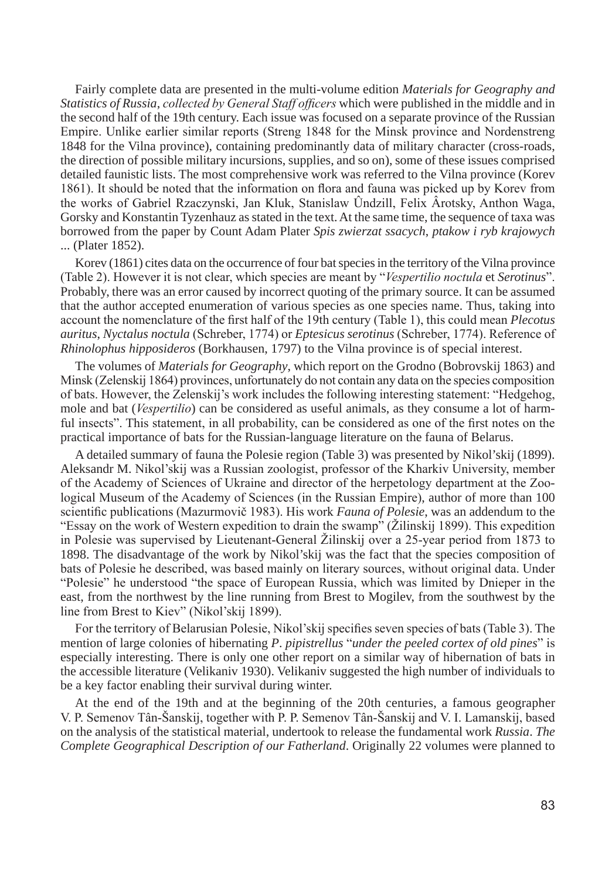Fairly complete data are presented in the multi-volume edition *Materials for Geography and Statistics of Russia, collected by General Staff officers* which were published in the middle and in the second half of the 19th century. Each issue was focused on a separate province of the Russian Empire. Unlike earlier similar reports (Streng 1848 for the Minsk province and Nordenstreng 1848 for the Vilna province), containing predominantly data of military character (cross-roads, the direction of possible military incursions, supplies, and so on), some of these issues comprised detailed faunistic lists. The most comprehensive work was referred to the Vilna province (Korev 1861). It should be noted that the information on flora and fauna was picked up by Korev from the works of Gabriel Rzaczynski, Jan Kluk, Stanislaw Ûndzill, Felix Ârotsky, Anthon Waga, Gorsky and Konstantin Tyzenhauz as stated in the text. At the same time, the sequence of taxa was borrowed from the paper by Count Adam Plater *Spis zwierzat ssacych, ptakow i ryb krajowych* ... (Plater 1852).

Korev (1861) cites data on the occurrence of four bat species in the territory of the Vilna province (Table 2). However it is not clear, which species are meant by "*Vespertilio noctula* et *Serotinus*". Probably, there was an error caused by incorrect quoting of the primary source. It can be assumed that the author accepted enumeration of various species as one species name. Thus, taking into account the nomenclature of the first half of the 19th century (Table 1), this could mean *Plecotus auritus*, *Nyctalus noctula* (Schreber, 1774) or *Eptesicus serotinus* (Schreber, 1774). Reference of *Rhinolophus hipposideros* (Borkhausen, 1797) to the Vilna province is of special interest.

The volumes of *Materials for Geography*, which report on the Grodno (Bobrovskij 1863) and Minsk (Zelenskij 1864) provinces, unfortunately do not contain any data on the species composition of bats. However, the Zelenskij's work includes the following interesting statement: "Hedgehog, mole and bat (*Vespertilio*) can be considered as useful animals, as they consume a lot of harmful insects". This statement, in all probability, can be considered as one of the first notes on the practical importance of bats for the Russian-language literature on the fauna of Belarus.

A detailed summary of fauna the Polesie region (Table 3) was presented by Nikol'skij (1899). Aleksandr M. Nikol'skij was a Russian zoologist, professor of the Kharkiv University, member of the Academy of Sciences of Ukraine and director of the herpetology department at the Zoological Museum of the Academy of Sciences (in the Russian Empire), author of more than 100 scientific publications (Mazurmovič 1983). His work *Fauna of Polesie*, was an addendum to the "Essay on the work of Western expedition to drain the swamp" (Žilinskij 1899). This expedition in Polesie was supervised by Lieutenant-General Žilinskij over a 25-year period from 1873 to 1898. The disadvantage of the work by Nikol'skij was the fact that the species composition of bats of Polesie he described, was based mainly on literary sources, without original data. Under "Polesie" he understood "the space of European Russia, which was limited by Dnieper in the east, from the northwest by the line running from Brest to Mogilev, from the southwest by the line from Brest to Kiev" (Nikol'skij 1899).

For the territory of Belarusian Polesie, Nikol'skij specifies seven species of bats (Table 3). The mention of large colonies of hibernating *P. pipistrellus* "*under the peeled cortex of old pines*" is especially interesting. There is only one other report on a similar way of hibernation of bats in the accessible literature (Velikaniv 1930). Velikaniv suggested the high number of individuals to be a key factor enabling their survival during winter.

At the end of the 19th and at the beginning of the 20th centuries, a famous geographer V. P. Semenov Tân-Šanskij, together with P. P. Semenov Tân-Šanskij and V. I. Lamanskij, based on the analysis of the statistical material, undertook to release the fundamental work *Russia. The Complete Geographical Description of our Fatherland*. Originally 22 volumes were planned to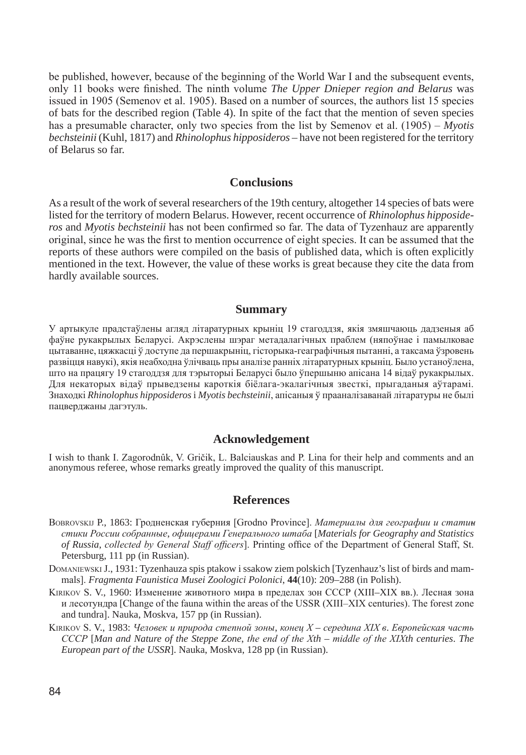be published, however, because of the beginning of the World War I and the subsequent events, only 11 books were finished. The ninth volume *The Upper Dnieper region and Belarus* was issued in 1905 (Semenov et al. 1905). Based on a number of sources, the authors list 15 species of bats for the described region (Table 4). In spite of the fact that the mention of seven species has a presumable character, only two species from the list by Semenov et al. (1905) – *Myotis bechsteinii* (Kuhl, 1817) and *Rhinolophus hipposideros* – have not been registered for the territory of Belarus so far.

## Conclusions

As a result of the work of several researchers of the 19th century, altogether 14 species of bats were listed for the territory of modern Belarus. However, recent occurrence of *Rhinolophus hipposideros* and *Myotis bechsteinii* has not been confirmed so far. The data of Tyzenhauz are apparently original, since he was the first to mention occurrence of eight species. It can be assumed that the reports of these authors were compiled on the basis of published data, which is often explicitly mentioned in the text. However, the value of these works is great because they cite the data from hardly available sources.

## Summary

У артыкуле прадстаўлены агляд літаратурных крыніц 19 стагоддзя, якія змяшчаюць дадзеныя аб фаўне рукакрылых Беларусі. Акрэслены шэраг метадалагічных праблем (няпоўнае і памылковае цытаванне, цяжкасці ў доступе да першакрыніц, гісторыка-геаграфічныя пытанні, а таксама ўзровень развіцця навукі), якія неабходна ўлічваць пры аналізе ранніх літаратурных крыніц. Было устаноўлена, што на працягу 19 стагоддзя для тэрыторыі Беларусі было ўпершыню апісана 14 відаў рукакрылых. Для некаторых відаў прыведзены кароткія біёлага-экалагічныя звесткі, прыгаданыя аўтарамі. Знаходкі *Rhinolophus hipposideros* і *Myotis bechsteinii*, апісаныя ў прааналізаванай літаратуры не былі пацверджаны дагэтуль.

## Acknowledgement

I wish to thank I. Zagorodnûk, V. Gričik, L. Balciauskas and P. Lina for their help and comments and an anonymous referee, whose remarks greatly improved the quality of this manuscript.

## References

Bobrovskij P., 1863: Гродненская губерния [Grodno Province]. *Материалы для географии и статистики России собранные, офицерами Генерального штаба* [*Materials for Geography and Statistics of Russia, collected by General Staff officers*]. Printing office of the Department of General Staff, St. Petersburg, 111 pp (in Russian).

Domaniewski J., 1931: Tyzenhauza spis ptakow i ssakow ziem polskich [Tyzenhauz's list of birds and mammals]. *Fragmenta Faunistica Musei Zoologici Polonici*, **44**(10): 209–288 (in Polish).

Kirikov S. V., 1960: Изменение животного мира в пределах зон СССР (XIII–XIX вв.). Лесная зона и лесотундра [Change of the fauna within the areas of the USSR (XIII–XIX centuries). The forest zone and tundra]. Nauka, Moskva, 157 pp (in Russian).

Kirikov S. V., 1983: *Человек и природа степной зоны, конец X – середина XIX в. Европейская часть СССР* [*Man and Nature of the Steppe Zone, the end of the Xth – middle of the XIXth centuries. The European part of the USSR*]. Nauka, Moskva, 128 pp (in Russian).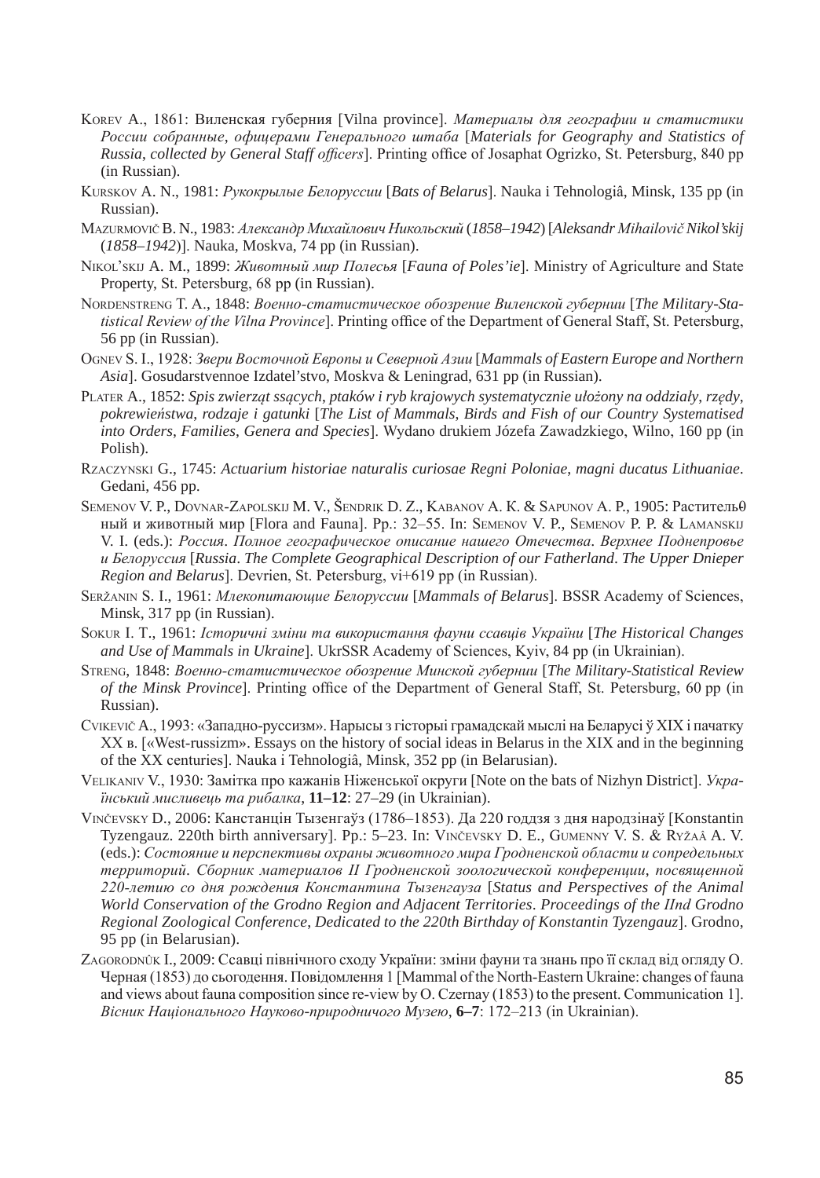Korev A., 1861: Виленская губерния [Vilna province]. *Материалы для географии и статистики России собранные, офицерами Генерального штаба* [*Materials for Geography and Statistics of Russia, collected by General Staff officers*]. Printing office of Josaphat Ogrizko, St. Petersburg, 840 pp (in Russian).

Kurskov A. N., 1981: *Рукокрылые Белоруссии* [*Bats of Belarus*]. Nauka i Tehnologiâ, Minsk, 135 pp (in Russian).

Mazurmovič B. N., 1983: *Александр Михайлович Никольский* (*1858–1942*) [*Aleksandr Mihailovič Nikol'skij* (*1858–1942*)]. Nauka, Moskva, 74 pp (in Russian).

Nikol'skij A. M., 1899: *Животный мир Полесья* [*Fauna of Poles'ie*]. Ministry of Agriculture and State Property, St. Petersburg, 68 pp (in Russian).

Nordenstreng T. A., 1848: *Военно-статистическое обозрение Виленской губернии* [*The Military-Statistical Review of the Vilna Province*]. Printing office of the Department of General Staff, St. Petersburg, 56 pp (in Russian).

Ognev S. I., 1928: *Звери Восточной Европы и Северной Азии* [*Mammals of Eastern Europe and Northern Asia*]. Gosudarstvennoe Izdatel'stvo, Moskva & Leningrad, 631 pp (in Russian).

Plater A., 1852: *Spis zwierząt ssących, ptaków i ryb krajowych systematycznie ułożony na oddziały, rzędy, pokrewieństwa, rodzaje i gatunki* [*The List of Mammals, Birds and Fish of our Country Systematised into Orders, Families, Genera and Species*]. Wydano drukiem Józefa Zawadzkiego, Wilno, 160 pp (in Polish).

Rzaczynski G., 1745: *Actuarium historiae naturalis curiosae Regni Poloniae, magni ducatus Lithuaniae*. Gedani, 456 pp.

Semenov V. P., Dovnar-Zapolskij M. V., Šendrik D. Z., Kabanov A. K. & Sapunov A. P., 1905: Растительный и животный мир [Flora and Fauna]. Pp.: 32–55. In: Semenov V. P., Semenov P. P. & Lamanskij V. I. (eds.): *Россия. Полное географическое описание нашего Отечества. Верхнее Поднепровье и Белоруссия* [*Russia. The Complete Geographical Description of our Fatherland. The Upper Dnieper Region and Belarus*]. Devrien, St. Petersburg, vi+619 pp (in Russian).

Seržanin S. I., 1961: *Млекопитающие Белоруссии* [*Mammals of Belarus*]. BSSR Academy of Sciences, Minsk, 317 pp (in Russian).

Sokur I. T., 1961: *Історичні зміни та використання фауни ссавців України* [*The Historical Changes and Use of Mammals in Ukraine*]. UkrSSR Academy of Sciences, Kyiv, 84 pp (in Ukrainian).

Streng, 1848: *Военно-статистическое обозрение Минской губернии* [*The Military-Statistical Review of the Minsk Province*]. Printing office of the Department of General Staff, St. Petersburg, 60 pp (in Russian).

Cvikevič A., 1993: «Западно-руссизм». Нарысы з гісторыі грамадскай мыслі на Беларусі ў XIX і пачатку XX в. [«West-russizm». Essays on the history of social ideas in Belarus in the XIX and in the beginning of the XX centuries]. Nauka i Tehnologiâ, Minsk, 352 pp (in Belarusian).

Velikaniv V., 1930: Замітка про кажанів Ніженської округи [Note on the bats of Nizhyn District]. *Український мисливець та рибалка*, **11–12**: 27–29 (in Ukrainian).

Vinčevsky D., 2006: Канстанцін Тызенгаўз (1786–1853). Да 220 годдзя з дня народзінаў [Konstantin Tyzengauz. 220th birth anniversary]. Pp.: 5–23. In: Vinčevsky D. E., Gumenny V. S. & Ryžaâ A. V. (eds.): *Состояние и перспективы охраны животного мира Гродненской области и сопредельных территорий. Сборник материалов II Гродненской зоологической конференции, посвященной 220-летию со дня рождения Константина Тызенгауза* [*Status and Perspectives of the Animal World Conservation of the Grodno Region and Adjacent Territories. Proceedings of the IInd Grodno Regional Zoological Conference, Dedicated to the 220th Birthday of Konstantin Tyzengauz*]. Grodno, 95 pp (in Belarusian).

Zagorodnûk I., 2009: Ссавці північного сходу України: зміни фауни та знань про її склад від огляду О. Черная (1853) до сьогодення. Повідомлення 1 [Mammal of the North-Eastern Ukraine: changes of fauna and views about fauna composition since re-view by O. Czernay (1853) to the present. Communication 1]. *Вісник Національного Науково-природничого Музею*, **6–7**: 172–213 (in Ukrainian).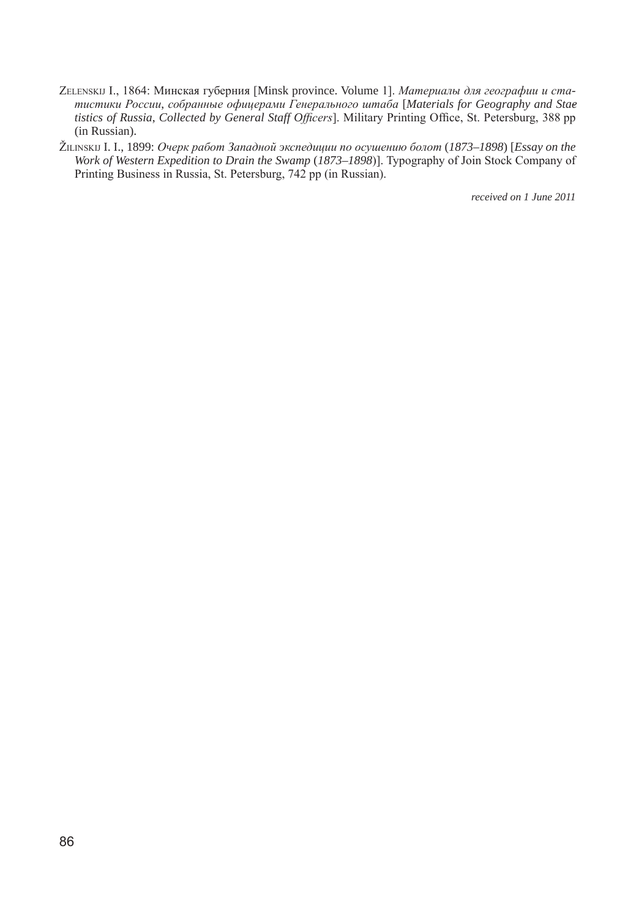Zelenskij I., 1864: Минская губерния [Minsk province. Volume 1]. *Материалы для географии и статистики России, собранные офицерами Генерального штаба* [*Materials for Geography and Staetistics of Russia, Collected by General Staff Officers*]. Military Printing Office, St. Petersburg, 388 pp (in Russian).

Žilinskij I. I., 1899: *Очерк работ Западной экспедиции по осушению болот* (*1873–1898*) [*Essay on the Work of Western Expedition to Drain the Swamp* (*1873–1898*)]. Typography of Join Stock Company of Printing Business in Russia, St. Petersburg, 742 pp (in Russian).

*received on 1 June 2011*